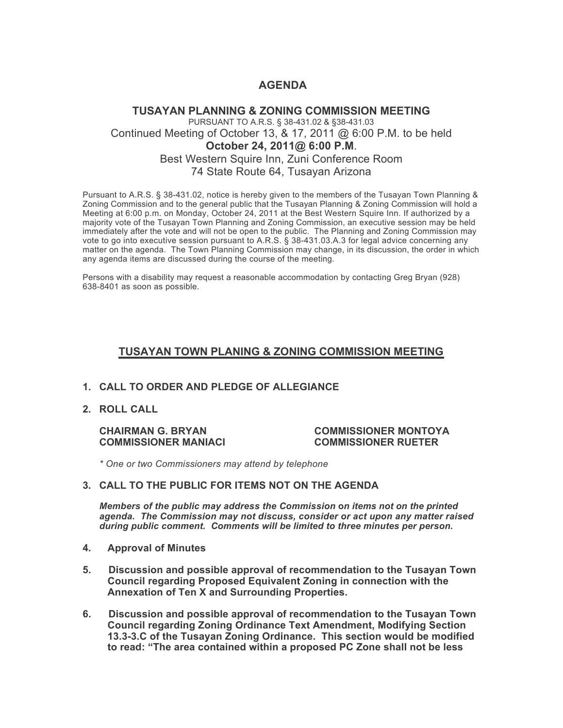# AGENDA

## TUSAYAN PLANNING & ZONING COMMISSION MEETING

PURSUANT TO A.R.S. § 38-431.02 & §38-431.03

Continued Meeting of October 13, & 17, 2011 @ 6:00 P.M. to be held

**October 24, 2011@ 6:00 P.M**.

Best Western Squire Inn, Zuni Conference Room

74 State Route 64, Tusayan Arizona

Pursuant to A.R.S. § 38-431.02, notice is hereby given to the members of the Tusayan Town Planning & Zoning Commission and to the general public that the Tusayan Planning & Zoning Commission will hold a Meeting at 6:00 p.m. on Monday, October 24, 2011 at the Best Western Squire Inn. If authorized by a majority vote of the Tusayan Town Planning and Zoning Commission, an executive session may be held immediately after the vote and will not be open to the public. The Planning and Zoning Commission may vote to go into executive session pursuant to A.R.S. § 38-431.03.A.3 for legal advice concerning any matter on the agenda. The Town Planning Commission may change, in its discussion, the order in which any agenda items are discussed during the course of the meeting.

Persons with a disability may request a reasonable accommodation by contacting Greg Bryan (928) 638-8401 as soon as possible.

## TUSAYAN TOWN PLANING & ZONING COMMISSION MEETING

1. **CALL TO ORDER AND PLEDGE OF ALLEGIANCE**

2. **ROLL CALL**

   **CHAIRMAN G. BRYAN**
   **COMMISSIONER MONTOYA**
   **COMMISSIONER MANIACI**
   **COMMISSIONER RUETER**

   *\* One or two Commissioners may attend by telephone*

3. **CALL TO THE PUBLIC FOR ITEMS NOT ON THE AGENDA**

   ***Members of the public may address the Commission on items not on the printed agenda. The Commission may not discuss, consider or act upon any matter raised during public comment. Comments will be limited to three minutes per person.***

4. **Approval of Minutes**

5. **Discussion and possible approval of recommendation to the Tusayan Town Council regarding Proposed Equivalent Zoning in connection with the Annexation of Ten X and Surrounding Properties.**

6. **Discussion and possible approval of recommendation to the Tusayan Town Council regarding Zoning Ordinance Text Amendment, Modifying Section 13.3-3.C of the Tusayan Zoning Ordinance. This section would be modified to read: "The area contained within a proposed PC Zone shall not be less**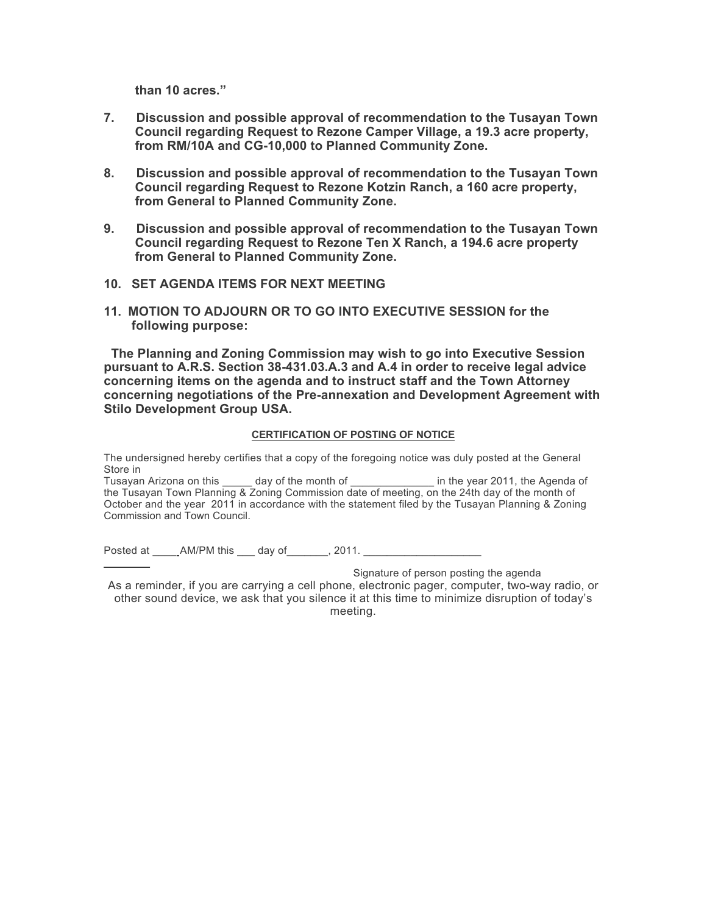**than 10 acres."**

7. **Discussion and possible approval of recommendation to the Tusayan Town Council regarding Request to Rezone Camper Village, a 19.3 acre property, from RM/10A and CG-10,000 to Planned Community Zone.**

8. **Discussion and possible approval of recommendation to the Tusayan Town Council regarding Request to Rezone Kotzin Ranch, a 160 acre property, from General to Planned Community Zone.**

9. **Discussion and possible approval of recommendation to the Tusayan Town Council regarding Request to Rezone Ten X Ranch, a 194.6 acre property from General to Planned Community Zone.**

10. **SET AGENDA ITEMS FOR NEXT MEETING**

11. **MOTION TO ADJOURN OR TO GO INTO EXECUTIVE SESSION for the following purpose:**

**The Planning and Zoning Commission may wish to go into Executive Session pursuant to A.R.S. Section 38-431.03.A.3 and A.4 in order to receive legal advice concerning items on the agenda and to instruct staff and the Town Attorney concerning negotiations of the Pre-annexation and Development Agreement with Stilo Development Group USA.**

**CERTIFICATION OF POSTING OF NOTICE**

The undersigned hereby certifies that a copy of the foregoing notice was duly posted at the General Store in
Tusayan Arizona on this _____ day of the month of ______________ in the year 2011, the Agenda of the Tusayan Town Planning & Zoning Commission date of meeting, on the 24th day of the month of October and the year 2011 in accordance with the statement filed by the Tusayan Planning & Zoning Commission and Town Council.

Posted at _____AM/PM this ___ day of_______, 2011. ____________________

Signature of person posting the agenda

As a reminder, if you are carrying a cell phone, electronic pager, computer, two-way radio, or other sound device, we ask that you silence it at this time to minimize disruption of today's meeting.